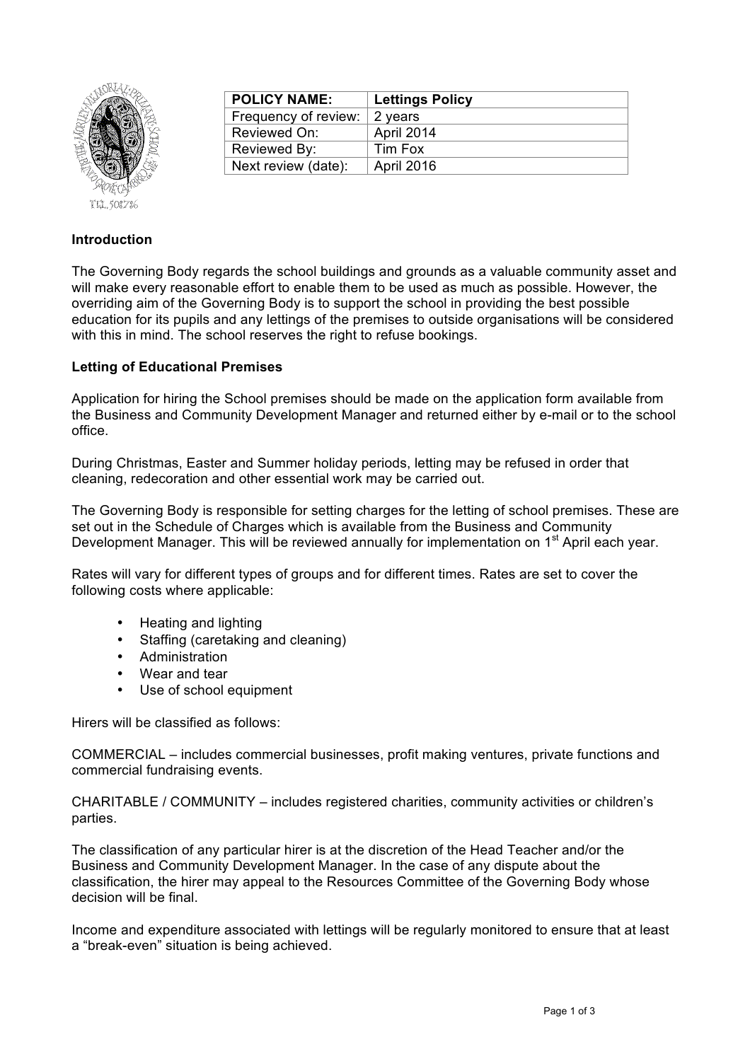| POLICY NAME: | Lettings Policy |
| --- | --- |
| Frequency of review: | 2 years |
| Reviewed On: | April 2014 |
| Reviewed By: | Tim Fox |
| Next review (date): | April 2016 |

**Introduction**

The Governing Body regards the school buildings and grounds as a valuable community asset and will make every reasonable effort to enable them to be used as much as possible. However, the overriding aim of the Governing Body is to support the school in providing the best possible education for its pupils and any lettings of the premises to outside organisations will be considered with this in mind. The school reserves the right to refuse bookings.

**Letting of Educational Premises**

Application for hiring the School premises should be made on the application form available from the Business and Community Development Manager and returned either by e-mail or to the school office.

During Christmas, Easter and Summer holiday periods, letting may be refused in order that cleaning, redecoration and other essential work may be carried out.

The Governing Body is responsible for setting charges for the letting of school premises. These are set out in the Schedule of Charges which is available from the Business and Community Development Manager. This will be reviewed annually for implementation on 1st April each year.

Rates will vary for different types of groups and for different times. Rates are set to cover the following costs where applicable:

- Heating and lighting
- Staffing (caretaking and cleaning)
- Administration
- Wear and tear
- Use of school equipment

Hirers will be classified as follows:

COMMERCIAL – includes commercial businesses, profit making ventures, private functions and commercial fundraising events.

CHARITABLE / COMMUNITY – includes registered charities, community activities or children's parties.

The classification of any particular hirer is at the discretion of the Head Teacher and/or the Business and Community Development Manager. In the case of any dispute about the classification, the hirer may appeal to the Resources Committee of the Governing Body whose decision will be final.

Income and expenditure associated with lettings will be regularly monitored to ensure that at least a "break-even" situation is being achieved.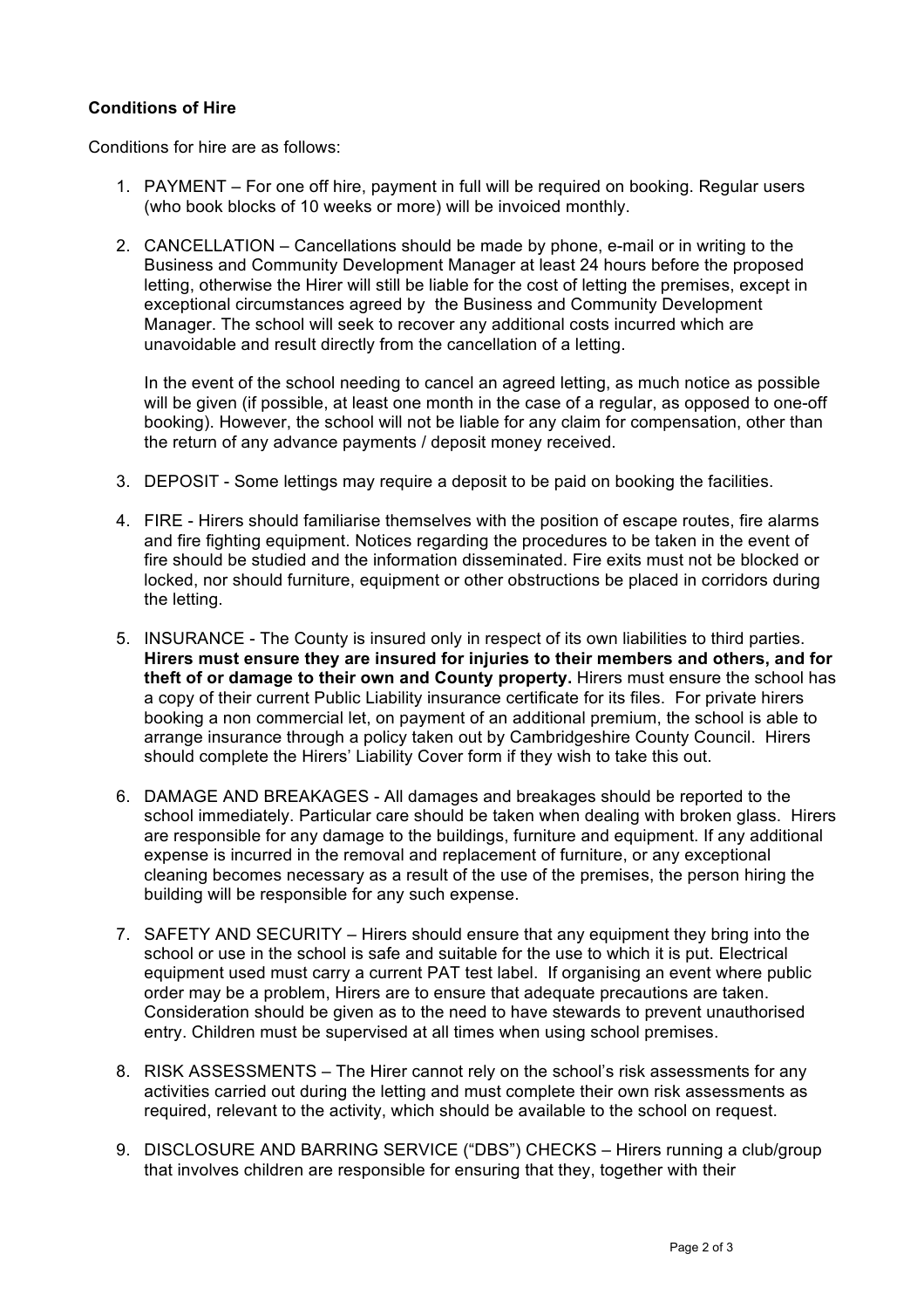**Conditions of Hire**

Conditions for hire are as follows:

1. PAYMENT – For one off hire, payment in full will be required on booking. Regular users (who book blocks of 10 weeks or more) will be invoiced monthly.

2. CANCELLATION – Cancellations should be made by phone, e-mail or in writing to the Business and Community Development Manager at least 24 hours before the proposed letting, otherwise the Hirer will still be liable for the cost of letting the premises, except in exceptional circumstances agreed by the Business and Community Development Manager. The school will seek to recover any additional costs incurred which are unavoidable and result directly from the cancellation of a letting.

   In the event of the school needing to cancel an agreed letting, as much notice as possible will be given (if possible, at least one month in the case of a regular, as opposed to one-off booking). However, the school will not be liable for any claim for compensation, other than the return of any advance payments / deposit money received.

3. DEPOSIT - Some lettings may require a deposit to be paid on booking the facilities.

4. FIRE - Hirers should familiarise themselves with the position of escape routes, fire alarms and fire fighting equipment. Notices regarding the procedures to be taken in the event of fire should be studied and the information disseminated. Fire exits must not be blocked or locked, nor should furniture, equipment or other obstructions be placed in corridors during the letting.

5. INSURANCE - The County is insured only in respect of its own liabilities to third parties. **Hirers must ensure they are insured for injuries to their members and others, and for theft of or damage to their own and County property.** Hirers must ensure the school has a copy of their current Public Liability insurance certificate for its files. For private hirers booking a non commercial let, on payment of an additional premium, the school is able to arrange insurance through a policy taken out by Cambridgeshire County Council. Hirers should complete the Hirers' Liability Cover form if they wish to take this out.

6. DAMAGE AND BREAKAGES - All damages and breakages should be reported to the school immediately. Particular care should be taken when dealing with broken glass. Hirers are responsible for any damage to the buildings, furniture and equipment. If any additional expense is incurred in the removal and replacement of furniture, or any exceptional cleaning becomes necessary as a result of the use of the premises, the person hiring the building will be responsible for any such expense.

7. SAFETY AND SECURITY – Hirers should ensure that any equipment they bring into the school or use in the school is safe and suitable for the use to which it is put. Electrical equipment used must carry a current PAT test label. If organising an event where public order may be a problem, Hirers are to ensure that adequate precautions are taken. Consideration should be given as to the need to have stewards to prevent unauthorised entry. Children must be supervised at all times when using school premises.

8. RISK ASSESSMENTS – The Hirer cannot rely on the school's risk assessments for any activities carried out during the letting and must complete their own risk assessments as required, relevant to the activity, which should be available to the school on request.

9. DISCLOSURE AND BARRING SERVICE ("DBS") CHECKS – Hirers running a club/group that involves children are responsible for ensuring that they, together with their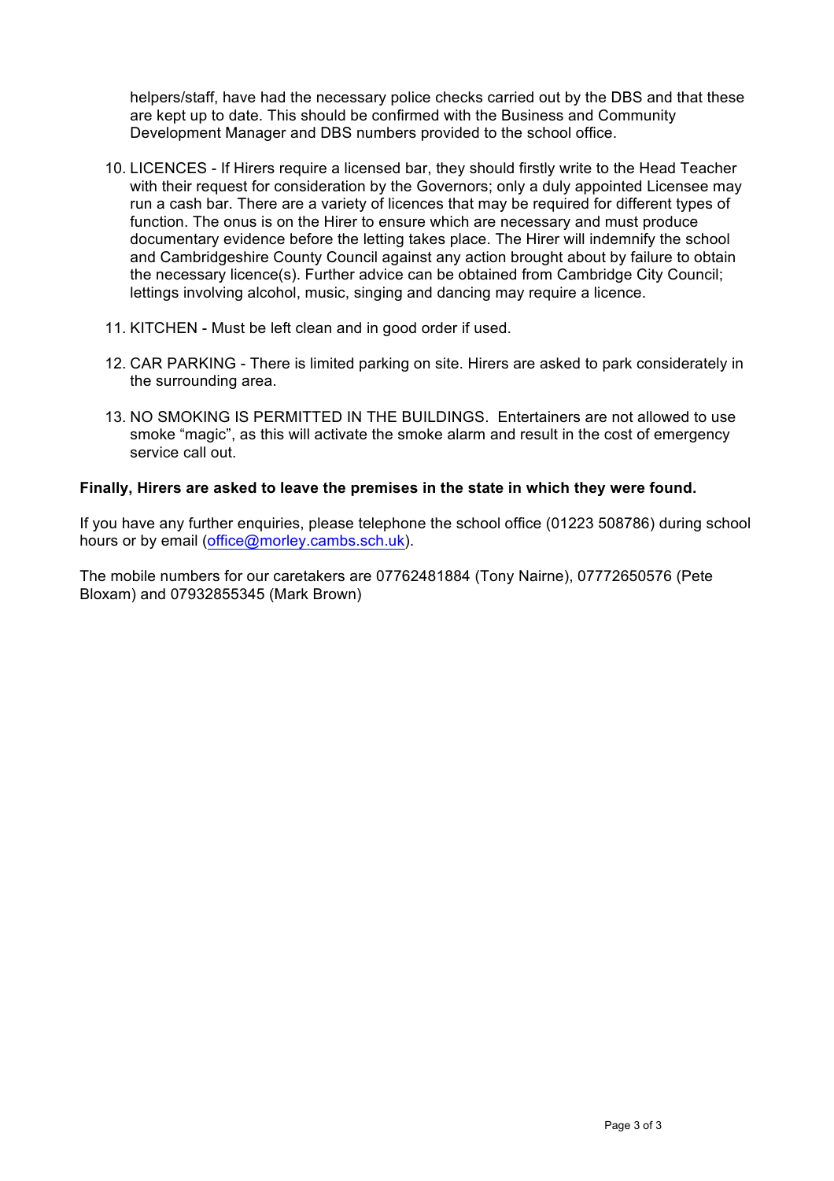helpers/staff, have had the necessary police checks carried out by the DBS and that these are kept up to date. This should be confirmed with the Business and Community Development Manager and DBS numbers provided to the school office.

10. LICENCES - If Hirers require a licensed bar, they should firstly write to the Head Teacher with their request for consideration by the Governors; only a duly appointed Licensee may run a cash bar. There are a variety of licences that may be required for different types of function. The onus is on the Hirer to ensure which are necessary and must produce documentary evidence before the letting takes place. The Hirer will indemnify the school and Cambridgeshire County Council against any action brought about by failure to obtain the necessary licence(s). Further advice can be obtained from Cambridge City Council; lettings involving alcohol, music, singing and dancing may require a licence.

11. KITCHEN - Must be left clean and in good order if used.

12. CAR PARKING - There is limited parking on site. Hirers are asked to park considerately in the surrounding area.

13. NO SMOKING IS PERMITTED IN THE BUILDINGS. Entertainers are not allowed to use smoke "magic", as this will activate the smoke alarm and result in the cost of emergency service call out.

**Finally, Hirers are asked to leave the premises in the state in which they were found.**

If you have any further enquiries, please telephone the school office (01223 508786) during school hours or by email (office@morley.cambs.sch.uk).

The mobile numbers for our caretakers are 07762481884 (Tony Nairne), 07772650576 (Pete Bloxam) and 07932855345 (Mark Brown)